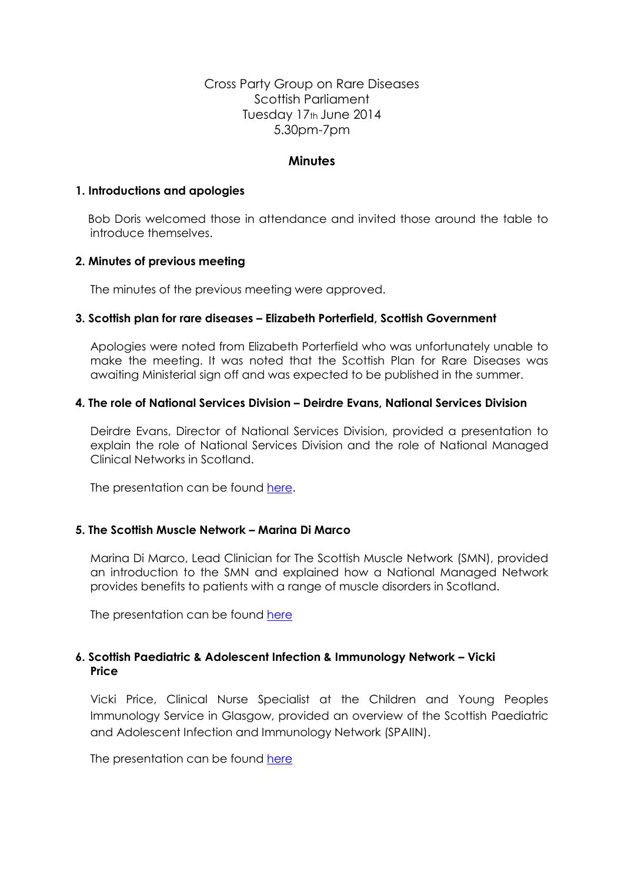Cross Party Group on Rare Diseases
Scottish Parliament
Tuesday 17th June 2014
5.30pm-7pm

## Minutes

### 1. Introductions and apologies

Bob Doris welcomed those in attendance and invited those around the table to introduce themselves.

### 2. Minutes of previous meeting

The minutes of the previous meeting were approved.

### 3. Scottish plan for rare diseases – Elizabeth Porterfield, Scottish Government

Apologies were noted from Elizabeth Porterfield who was unfortunately unable to make the meeting. It was noted that the Scottish Plan for Rare Diseases was awaiting Ministerial sign off and was expected to be published in the summer.

### 4. The role of National Services Division – Deirdre Evans, National Services Division

Deirdre Evans, Director of National Services Division, provided a presentation to explain the role of National Services Division and the role of National Managed Clinical Networks in Scotland.

The presentation can be found here.

### 5. The Scottish Muscle Network – Marina Di Marco

Marina Di Marco, Lead Clinician for The Scottish Muscle Network (SMN), provided an introduction to the SMN and explained how a National Managed Network provides benefits to patients with a range of muscle disorders in Scotland.

The presentation can be found here

### 6. Scottish Paediatric & Adolescent Infection & Immunology Network – Vicki Price

Vicki Price, Clinical Nurse Specialist at the Children and Young Peoples Immunology Service in Glasgow, provided an overview of the Scottish Paediatric and Adolescent Infection and Immunology Network (SPAIIN).

The presentation can be found here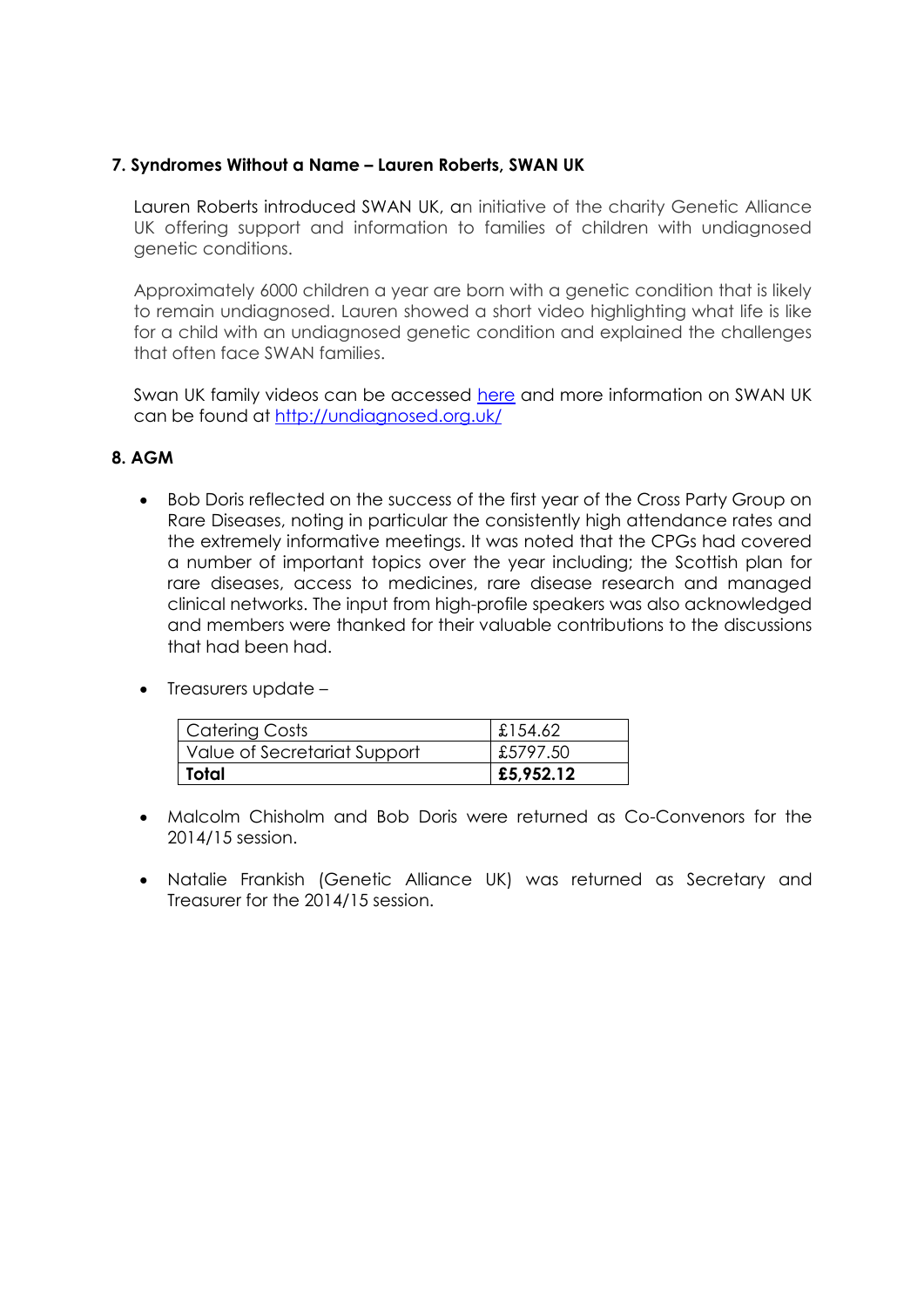### 7. Syndromes Without a Name – Lauren Roberts, SWAN UK

Lauren Roberts introduced SWAN UK, an initiative of the charity Genetic Alliance UK offering support and information to families of children with undiagnosed genetic conditions.

Approximately 6000 children a year are born with a genetic condition that is likely to remain undiagnosed. Lauren showed a short video highlighting what life is like for a child with an undiagnosed genetic condition and explained the challenges that often face SWAN families.

Swan UK family videos can be accessed here and more information on SWAN UK can be found at http://undiagnosed.org.uk/

### 8. AGM

- Bob Doris reflected on the success of the first year of the Cross Party Group on Rare Diseases, noting in particular the consistently high attendance rates and the extremely informative meetings. It was noted that the CPGs had covered a number of important topics over the year including; the Scottish plan for rare diseases, access to medicines, rare disease research and managed clinical networks. The input from high-profile speakers was also acknowledged and members were thanked for their valuable contributions to the discussions that had been had.

- Treasurers update –

| | |
|---|---|
| Catering Costs | £154.62 |
| Value of Secretariat Support | £5797.50 |
| **Total** | **£5,952.12** |

- Malcolm Chisholm and Bob Doris were returned as Co-Convenors for the 2014/15 session.

- Natalie Frankish (Genetic Alliance UK) was returned as Secretary and Treasurer for the 2014/15 session.